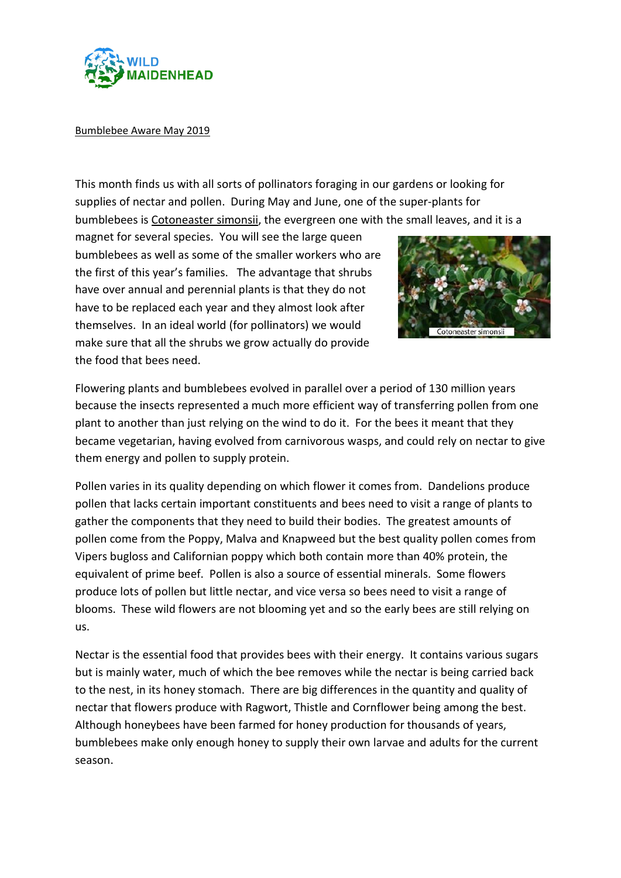WILD MAIDENHEAD

Bumblebee Aware May 2019

This month finds us with all sorts of pollinators foraging in our gardens or looking for supplies of nectar and pollen. During May and June, one of the super-plants for bumblebees is Cotoneaster simonsii, the evergreen one with the small leaves, and it is a magnet for several species. You will see the large queen bumblebees as well as some of the smaller workers who are the first of this year's families. The advantage that shrubs have over annual and perennial plants is that they do not have to be replaced each year and they almost look after themselves. In an ideal world (for pollinators) we would make sure that all the shrubs we grow actually do provide the food that bees need.

Cotoneaster simonsii

Flowering plants and bumblebees evolved in parallel over a period of 130 million years because the insects represented a much more efficient way of transferring pollen from one plant to another than just relying on the wind to do it. For the bees it meant that they became vegetarian, having evolved from carnivorous wasps, and could rely on nectar to give them energy and pollen to supply protein.

Pollen varies in its quality depending on which flower it comes from. Dandelions produce pollen that lacks certain important constituents and bees need to visit a range of plants to gather the components that they need to build their bodies. The greatest amounts of pollen come from the Poppy, Malva and Knapweed but the best quality pollen comes from Vipers bugloss and Californian poppy which both contain more than 40% protein, the equivalent of prime beef. Pollen is also a source of essential minerals. Some flowers produce lots of pollen but little nectar, and vice versa so bees need to visit a range of blooms. These wild flowers are not blooming yet and so the early bees are still relying on us.

Nectar is the essential food that provides bees with their energy. It contains various sugars but is mainly water, much of which the bee removes while the nectar is being carried back to the nest, in its honey stomach. There are big differences in the quantity and quality of nectar that flowers produce with Ragwort, Thistle and Cornflower being among the best. Although honeybees have been farmed for honey production for thousands of years, bumblebees make only enough honey to supply their own larvae and adults for the current season.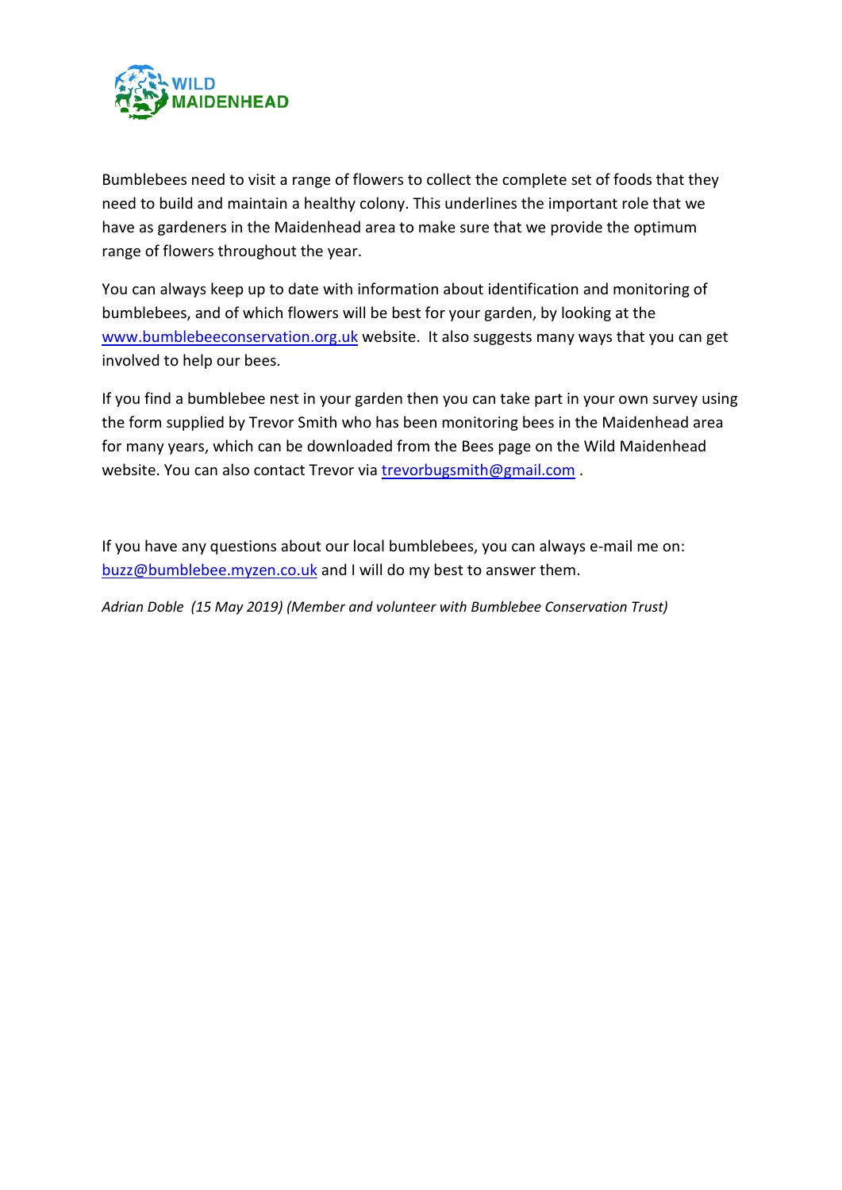Bumblebees need to visit a range of flowers to collect the complete set of foods that they need to build and maintain a healthy colony. This underlines the important role that we have as gardeners in the Maidenhead area to make sure that we provide the optimum range of flowers throughout the year.

You can always keep up to date with information about identification and monitoring of bumblebees, and of which flowers will be best for your garden, by looking at the www.bumblebeeconservation.org.uk website. It also suggests many ways that you can get involved to help our bees.

If you find a bumblebee nest in your garden then you can take part in your own survey using the form supplied by Trevor Smith who has been monitoring bees in the Maidenhead area for many years, which can be downloaded from the Bees page on the Wild Maidenhead website. You can also contact Trevor via trevorbugsmith@gmail.com .

If you have any questions about our local bumblebees, you can always e-mail me on: buzz@bumblebee.myzen.co.uk and I will do my best to answer them.

*Adrian Doble (15 May 2019) (Member and volunteer with Bumblebee Conservation Trust)*